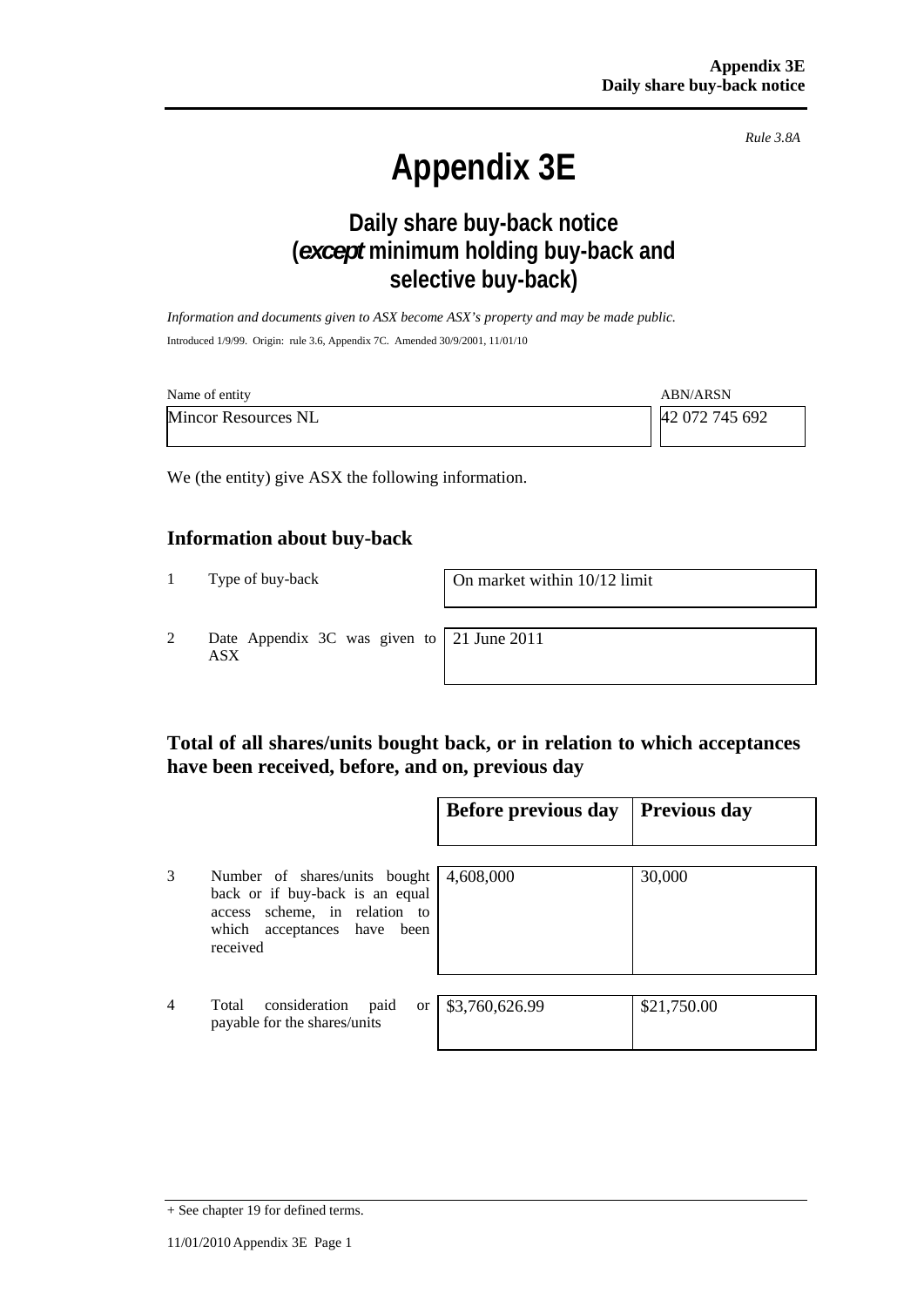*Rule 3.8A*

# Appendix 3E

## Daily share buy-back notice (*except* minimum holding buy-back and selective buy-back)

*Information and documents given to ASX become ASX's property and may be made public.*

Introduced 1/9/99. Origin: rule 3.6, Appendix 7C. Amended 30/9/2001, 11/01/10

| Name of entity | ABN/ARSN |
|---|---|
| Mincor Resources NL | 42 072 745 692 |

We (the entity) give ASX the following information.

### Information about buy-back

| | | |
|---|---|---|
| 1 | Type of buy-back | On market within 10/12 limit |
| 2 | Date Appendix 3C was given to ASX | 21 June 2011 |

### Total of all shares/units bought back, or in relation to which acceptances have been received, before, and on, previous day

| | | Before previous day | Previous day |
|---|---|---|---|
| 3 | Number of shares/units bought back or if buy-back is an equal access scheme, in relation to which acceptances have been received | 4,608,000 | 30,000 |
| 4 | Total consideration paid or payable for the shares/units | $3,760,626.99 | $21,750.00 |

+ See chapter 19 for defined terms.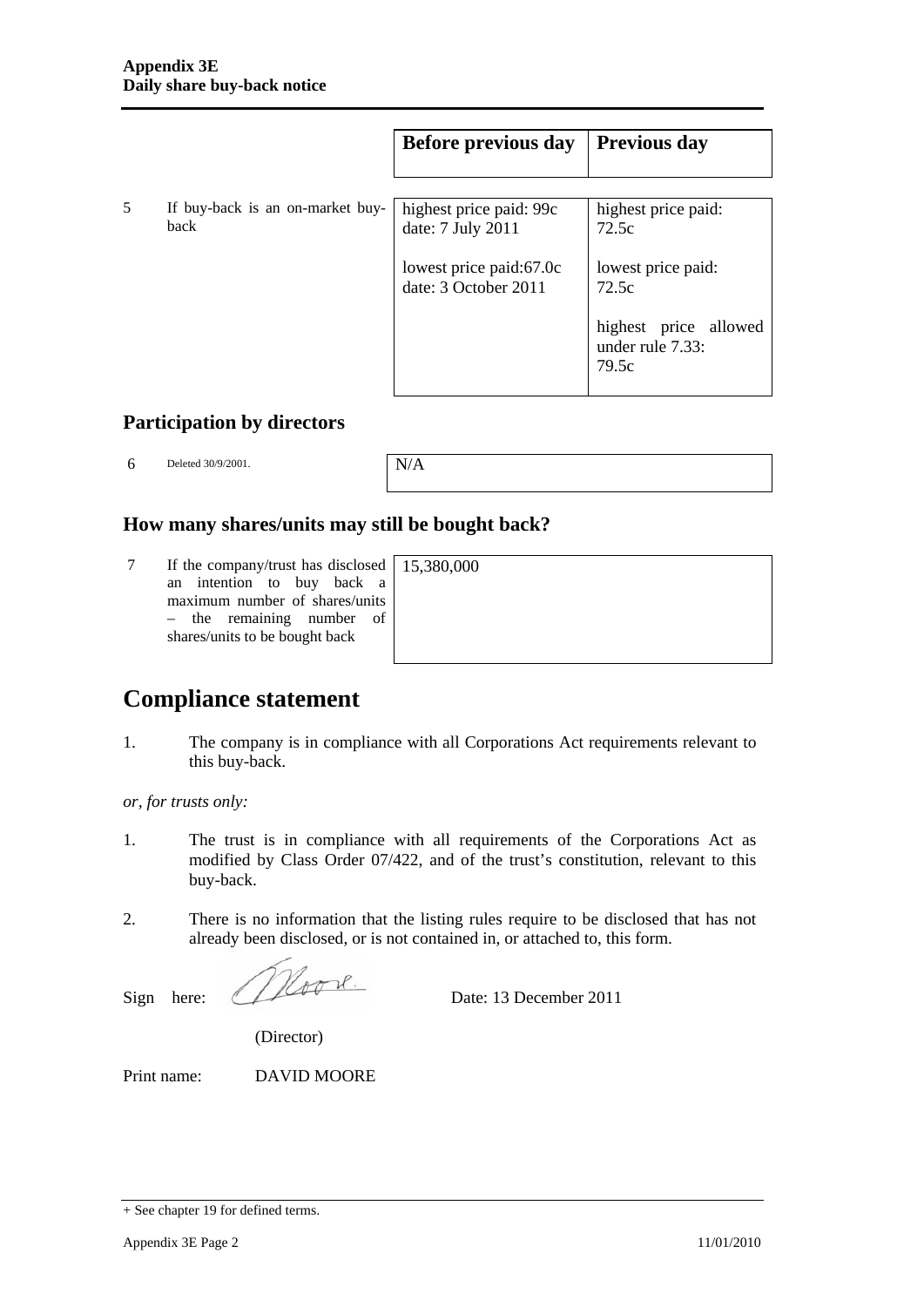| | | Before previous day | Previous day |
|---|---|---|---|
| 5 | If buy-back is an on-market buy-back | highest price paid: 99c<br>date: 7 July 2011<br><br>lowest price paid:67.0c<br>date: 3 October 2011 | highest price paid: 72.5c<br><br>lowest price paid: 72.5c<br><br>highest price allowed under rule 7.33: 79.5c |

## Participation by directors

| | | |
|---|---|---|
| 6 | Deleted 30/9/2001. | N/A |

## How many shares/units may still be bought back?

| | | |
|---|---|---|
| 7 | If the company/trust has disclosed an intention to buy back a maximum number of shares/units – the remaining number of shares/units to be bought back | 15,380,000 |

# Compliance statement

1. The company is in compliance with all Corporations Act requirements relevant to this buy-back.

*or, for trusts only:*

1. The trust is in compliance with all requirements of the Corporations Act as modified by Class Order 07/422, and of the trust's constitution, relevant to this buy-back.

2. There is no information that the listing rules require to be disclosed that has not already been disclosed, or is not contained in, or attached to, this form.

Sign here: (Director) Date: 13 December 2011

Print name: DAVID MOORE

+ See chapter 19 for defined terms.